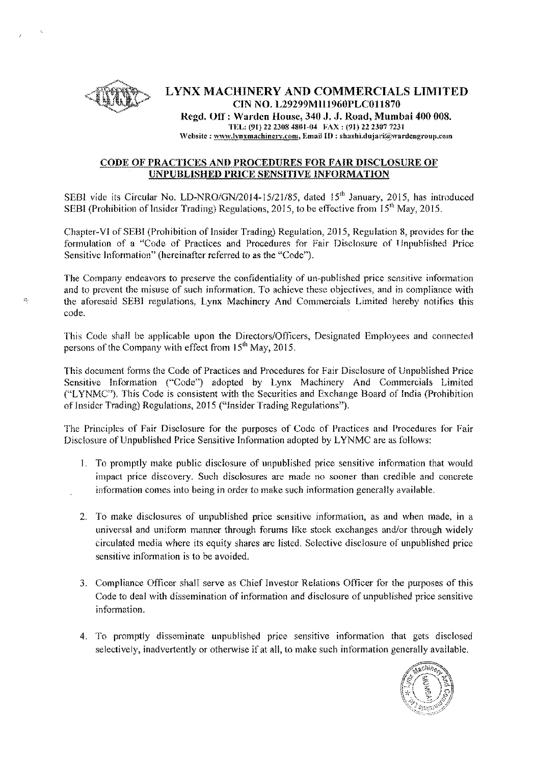# LYNX MACHINERY AND COMMERCIALS LIMITED

**CIN NO. L29299MH1960PLC011870**

**Regd. Off : Warden House, 340 J. J. Road, Mumbai 400 008.**

TEL: (91) 22 2308 4801-04 FAX : (91) 22 2307 7231

Website : www.lynxmachinery.com, Email ID : shashi.dujari@wardengroup.com

## CODE OF PRACTICES AND PROCEDURES FOR FAIR DISCLOSURE OF UNPUBLISHED PRICE SENSITIVE INFORMATION

SEBI vide its Circular No. LD-NRO/GN/2014-15/21/85, dated 15th January, 2015, has introduced SEBI (Prohibition of Insider Trading) Regulations, 2015, to be effective from 15th May, 2015.

Chapter-VI of SEBI (Prohibition of Insider Trading) Regulation, 2015, Regulation 8, provides for the formulation of a "Code of Practices and Procedures for Fair Disclosure of Unpublished Price Sensitive Information" (hereinafter referred to as the "Code").

The Company endeavors to preserve the confidentiality of un-published price sensitive information and to prevent the misuse of such information. To achieve these objectives, and in compliance with the aforesaid SEBI regulations, Lynx Machinery And Commercials Limited hereby notifies this code.

This Code shall be applicable upon the Directors/Officers, Designated Employees and connected persons of the Company with effect from 15th May, 2015.

This document forms the Code of Practices and Procedures for Fair Disclosure of Unpublished Price Sensitive Information ("Code") adopted by Lynx Machinery And Commercials Limited ("LYNMC"). This Code is consistent with the Securities and Exchange Board of India (Prohibition of Insider Trading) Regulations, 2015 ("Insider Trading Regulations").

The Principles of Fair Disclosure for the purposes of Code of Practices and Procedures for Fair Disclosure of Unpublished Price Sensitive Information adopted by LYNMC are as follows:

1. To promptly make public disclosure of unpublished price sensitive information that would impact price discovery. Such disclosures are made no sooner than credible and concrete information comes into being in order to make such information generally available.

2. To make disclosures of unpublished price sensitive information, as and when made, in a universal and uniform manner through forums like stock exchanges and/or through widely circulated media where its equity shares are listed. Selective disclosure of unpublished price sensitive information is to be avoided.

3. Compliance Officer shall serve as Chief Investor Relations Officer for the purposes of this Code to deal with dissemination of information and disclosure of unpublished price sensitive information.

4. To promptly disseminate unpublished price sensitive information that gets disclosed selectively, inadvertently or otherwise if at all, to make such information generally available.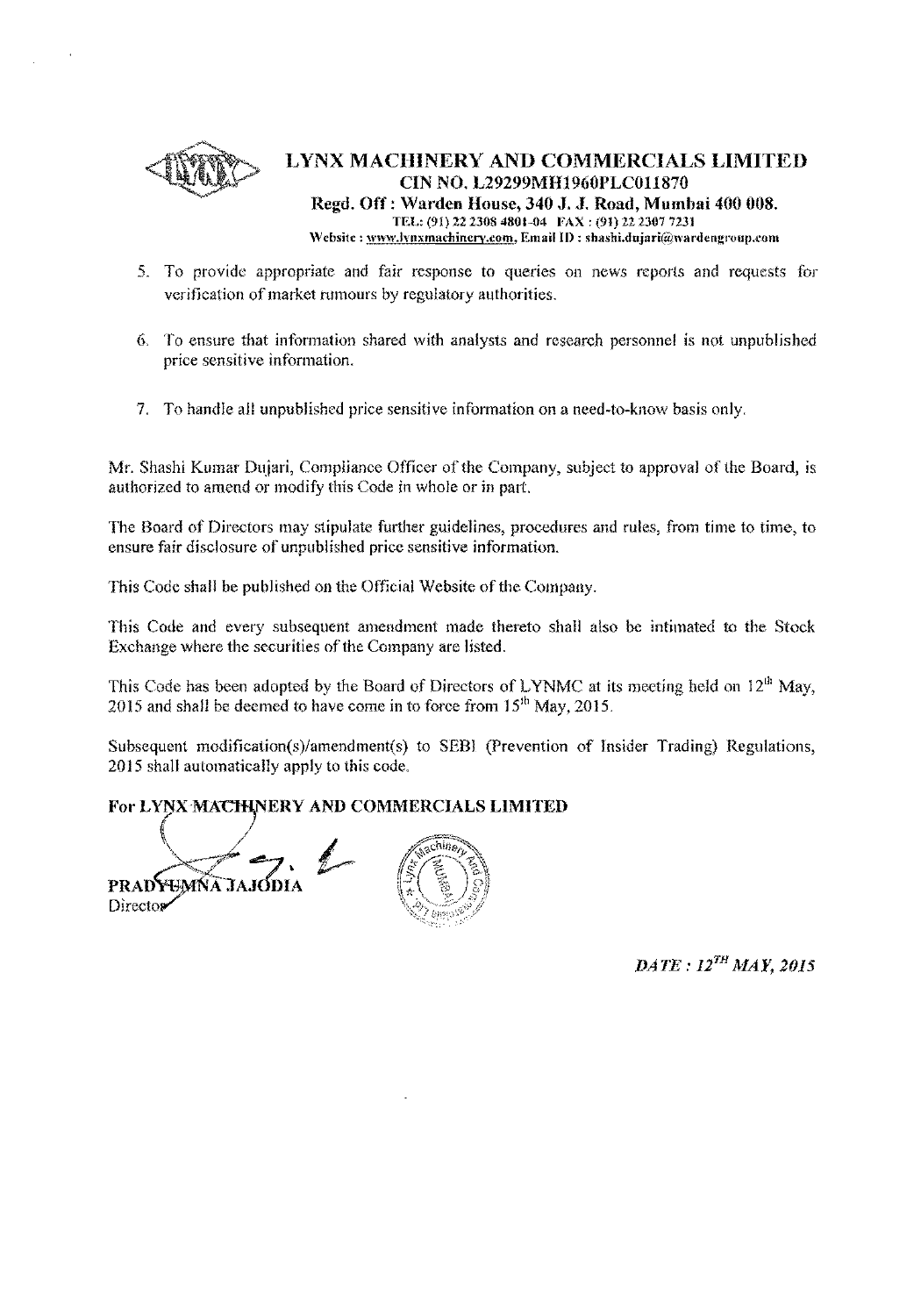**LYNX MACHINERY AND COMMERCIALS LIMITED**
**CIN NO. L29299MH1960PLC011870**
**Regd. Off : Warden House, 340 J. J. Road, Mumbai 400 008.**
TEL: (91) 22 2308 4801-04 FAX : (91) 22 2307 7231
Website : www.lynxmachinery.com, Email ID : shashi.dujari@wardengroup.com

5. To provide appropriate and fair response to queries on news reports and requests for verification of market rumours by regulatory authorities.

6. To ensure that information shared with analysts and research personnel is not unpublished price sensitive information.

7. To handle all unpublished price sensitive information on a need-to-know basis only.

Mr. Shashi Kumar Dujari, Compliance Officer of the Company, subject to approval of the Board, is authorized to amend or modify this Code in whole or in part.

The Board of Directors may stipulate further guidelines, procedures and rules, from time to time, to ensure fair disclosure of unpublished price sensitive information.

This Code shall be published on the Official Website of the Company.

This Code and every subsequent amendment made thereto shall also be intimated to the Stock Exchange where the securities of the Company are listed.

This Code has been adopted by the Board of Directors of LYNMC at its meeting held on 12th May, 2015 and shall be deemed to have come in to force from 15th May, 2015.

Subsequent modification(s)/amendment(s) to SEBI (Prevention of Insider Trading) Regulations, 2015 shall automatically apply to this code.

**For LYNX MACHINERY AND COMMERCIALS LIMITED**

**PRADYUMNA JAJODIA**
Director

*DATE : 12TH MAY, 2015*